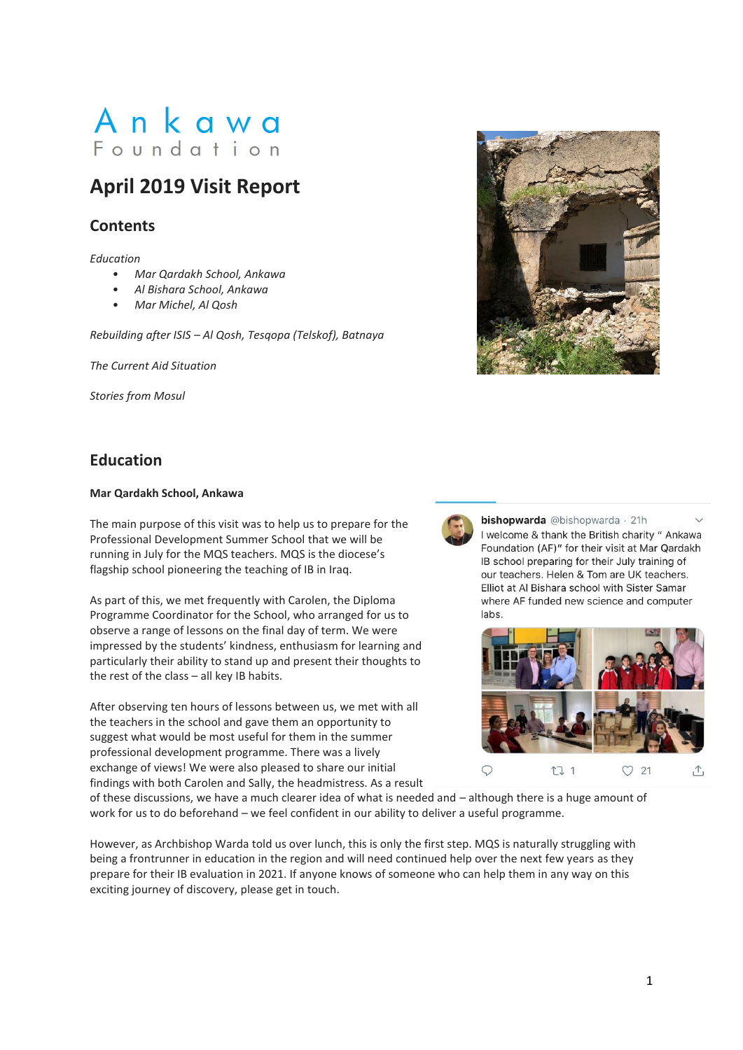# Ankawa Foundation

## April 2019 Visit Report

### Contents

*Education*

- *Mar Qardakh School, Ankawa*
- *Al Bishara School, Ankawa*
- *Mar Michel, Al Qosh*

*Rebuilding after ISIS – Al Qosh, Tesqopa (Telskof), Batnaya*

*The Current Aid Situation*

*Stories from Mosul*

## Education

**Mar Qardakh School, Ankawa**

The main purpose of this visit was to help us to prepare for the Professional Development Summer School that we will be running in July for the MQS teachers. MQS is the diocese's flagship school pioneering the teaching of IB in Iraq.

As part of this, we met frequently with Carolen, the Diploma Programme Coordinator for the School, who arranged for us to observe a range of lessons on the final day of term. We were impressed by the students' kindness, enthusiasm for learning and particularly their ability to stand up and present their thoughts to the rest of the class – all key IB habits.

After observing ten hours of lessons between us, we met with all the teachers in the school and gave them an opportunity to suggest what would be most useful for them in the summer professional development programme. There was a lively exchange of views! We were also pleased to share our initial findings with both Carolen and Sally, the headmistress. As a result of these discussions, we have a much clearer idea of what is needed and – although there is a huge amount of work for us to do beforehand – we feel confident in our ability to deliver a useful programme.

**bishopwarda** @bishopwarda · 21h
I welcome & thank the British charity " Ankawa Foundation (AF)" for their visit at Mar Qardakh IB school preparing for their July training of our teachers. Helen & Tom are UK teachers. Elliot at Al Bishara school with Sister Samar where AF funded new science and computer labs.

However, as Archbishop Warda told us over lunch, this is only the first step. MQS is naturally struggling with being a frontrunner in education in the region and will need continued help over the next few years as they prepare for their IB evaluation in 2021. If anyone knows of someone who can help them in any way on this exciting journey of discovery, please get in touch.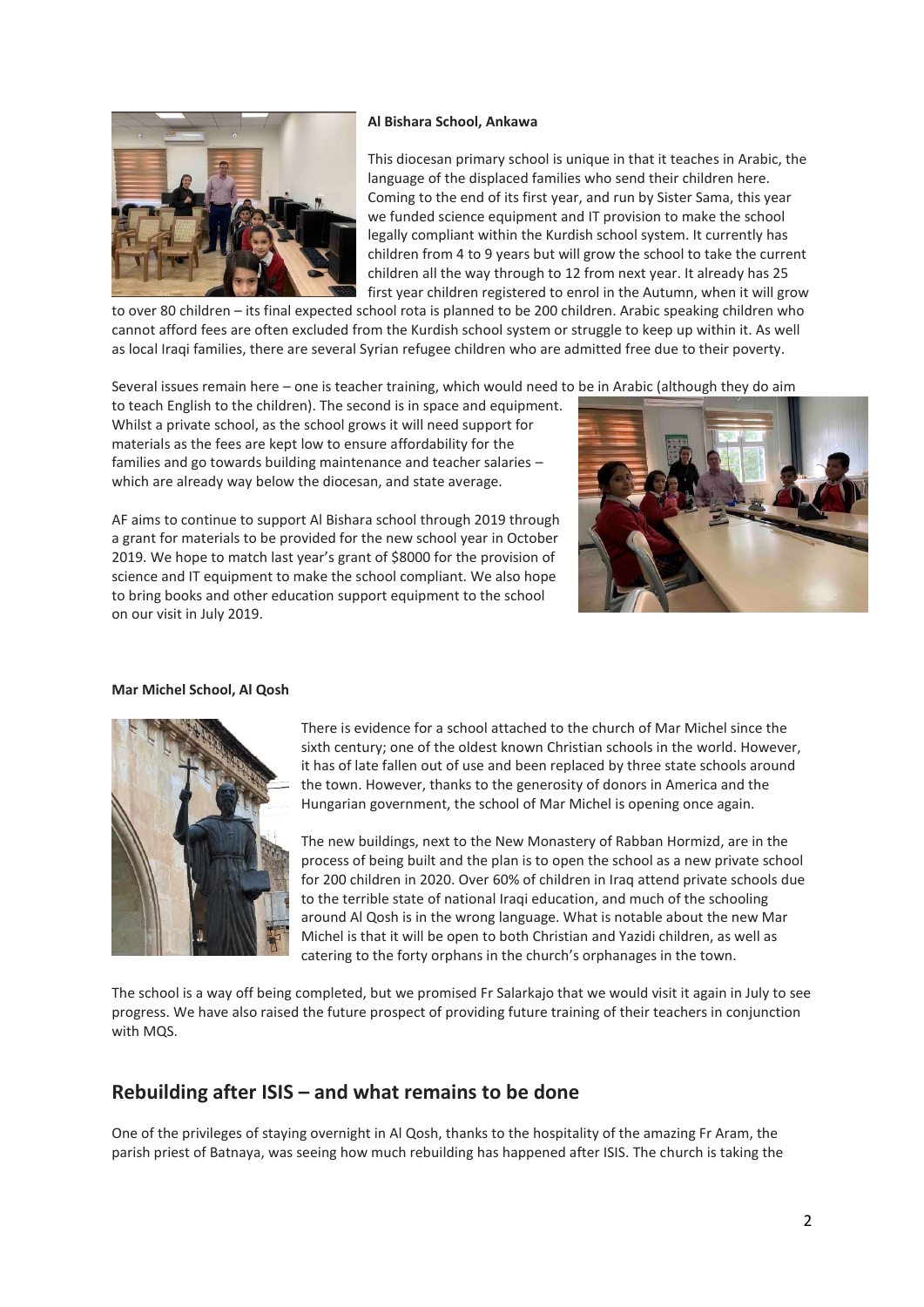**Al Bishara School, Ankawa**

This diocesan primary school is unique in that it teaches in Arabic, the language of the displaced families who send their children here. Coming to the end of its first year, and run by Sister Sama, this year we funded science equipment and IT provision to make the school legally compliant within the Kurdish school system. It currently has children from 4 to 9 years but will grow the school to take the current children all the way through to 12 from next year. It already has 25 first year children registered to enrol in the Autumn, when it will grow to over 80 children – its final expected school rota is planned to be 200 children. Arabic speaking children who cannot afford fees are often excluded from the Kurdish school system or struggle to keep up within it. As well as local Iraqi families, there are several Syrian refugee children who are admitted free due to their poverty.

Several issues remain here – one is teacher training, which would need to be in Arabic (although they do aim to teach English to the children). The second is in space and equipment. Whilst a private school, as the school grows it will need support for materials as the fees are kept low to ensure affordability for the families and go towards building maintenance and teacher salaries – which are already way below the diocesan, and state average.

AF aims to continue to support Al Bishara school through 2019 through a grant for materials to be provided for the new school year in October 2019. We hope to match last year's grant of $8000 for the provision of science and IT equipment to make the school compliant. We also hope to bring books and other education support equipment to the school on our visit in July 2019.

**Mar Michel School, Al Qosh**

There is evidence for a school attached to the church of Mar Michel since the sixth century; one of the oldest known Christian schools in the world. However, it has of late fallen out of use and been replaced by three state schools around the town. However, thanks to the generosity of donors in America and the Hungarian government, the school of Mar Michel is opening once again.

The new buildings, next to the New Monastery of Rabban Hormizd, are in the process of being built and the plan is to open the school as a new private school for 200 children in 2020. Over 60% of children in Iraq attend private schools due to the terrible state of national Iraqi education, and much of the schooling around Al Qosh is in the wrong language. What is notable about the new Mar Michel is that it will be open to both Christian and Yazidi children, as well as catering to the forty orphans in the church's orphanages in the town.

The school is a way off being completed, but we promised Fr Salarkajo that we would visit it again in July to see progress. We have also raised the future prospect of providing future training of their teachers in conjunction with MQS.

## Rebuilding after ISIS – and what remains to be done

One of the privileges of staying overnight in Al Qosh, thanks to the hospitality of the amazing Fr Aram, the parish priest of Batnaya, was seeing how much rebuilding has happened after ISIS. The church is taking the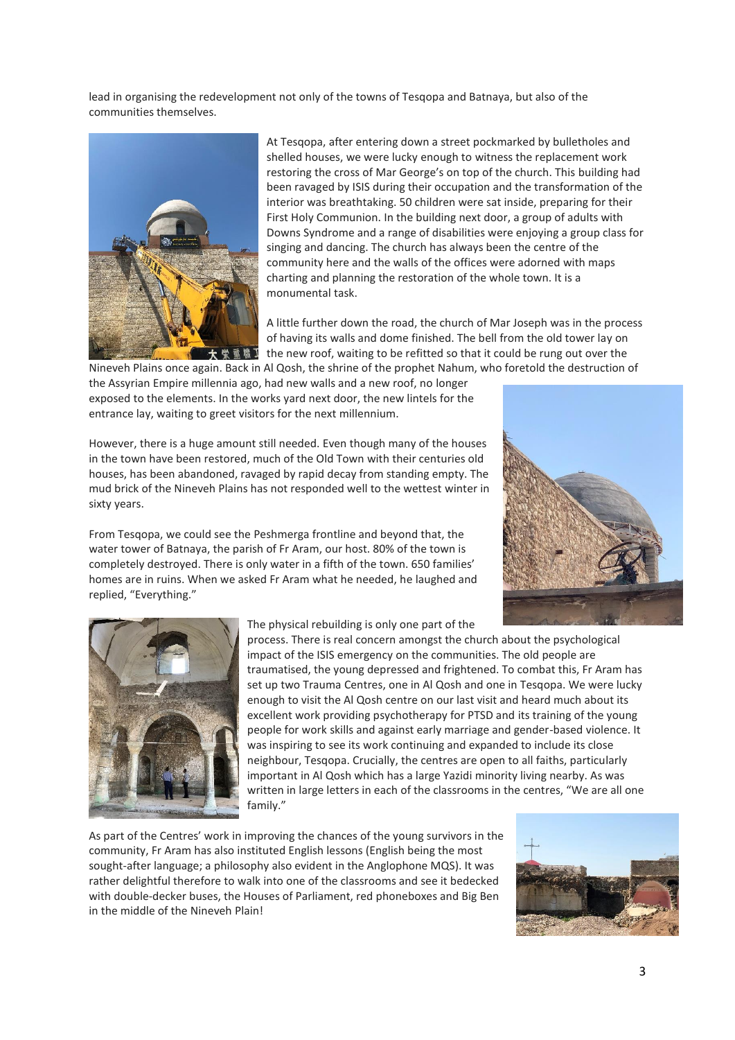lead in organising the redevelopment not only of the towns of Tesqopa and Batnaya, but also of the communities themselves.

At Tesqopa, after entering down a street pockmarked by bulletholes and shelled houses, we were lucky enough to witness the replacement work restoring the cross of Mar George's on top of the church. This building had been ravaged by ISIS during their occupation and the transformation of the interior was breathtaking. 50 children were sat inside, preparing for their First Holy Communion. In the building next door, a group of adults with Downs Syndrome and a range of disabilities were enjoying a group class for singing and dancing. The church has always been the centre of the community here and the walls of the offices were adorned with maps charting and planning the restoration of the whole town. It is a monumental task.

A little further down the road, the church of Mar Joseph was in the process of having its walls and dome finished. The bell from the old tower lay on the new roof, waiting to be refitted so that it could be rung out over the Nineveh Plains once again. Back in Al Qosh, the shrine of the prophet Nahum, who foretold the destruction of the Assyrian Empire millennia ago, had new walls and a new roof, no longer exposed to the elements. In the works yard next door, the new lintels for the entrance lay, waiting to greet visitors for the next millennium.

However, there is a huge amount still needed. Even though many of the houses in the town have been restored, much of the Old Town with their centuries old houses, has been abandoned, ravaged by rapid decay from standing empty. The mud brick of the Nineveh Plains has not responded well to the wettest winter in sixty years.

From Tesqopa, we could see the Peshmerga frontline and beyond that, the water tower of Batnaya, the parish of Fr Aram, our host. 80% of the town is completely destroyed. There is only water in a fifth of the town. 650 families' homes are in ruins. When we asked Fr Aram what he needed, he laughed and replied, "Everything."

The physical rebuilding is only one part of the process. There is real concern amongst the church about the psychological impact of the ISIS emergency on the communities. The old people are traumatised, the young depressed and frightened. To combat this, Fr Aram has set up two Trauma Centres, one in Al Qosh and one in Tesqopa. We were lucky enough to visit the Al Qosh centre on our last visit and heard much about its excellent work providing psychotherapy for PTSD and its training of the young people for work skills and against early marriage and gender-based violence. It was inspiring to see its work continuing and expanded to include its close neighbour, Tesqopa. Crucially, the centres are open to all faiths, particularly important in Al Qosh which has a large Yazidi minority living nearby. As was written in large letters in each of the classrooms in the centres, "We are all one family."

As part of the Centres' work in improving the chances of the young survivors in the community, Fr Aram has also instituted English lessons (English being the most sought-after language; a philosophy also evident in the Anglophone MQS). It was rather delightful therefore to walk into one of the classrooms and see it bedecked with double-decker buses, the Houses of Parliament, red phoneboxes and Big Ben in the middle of the Nineveh Plain!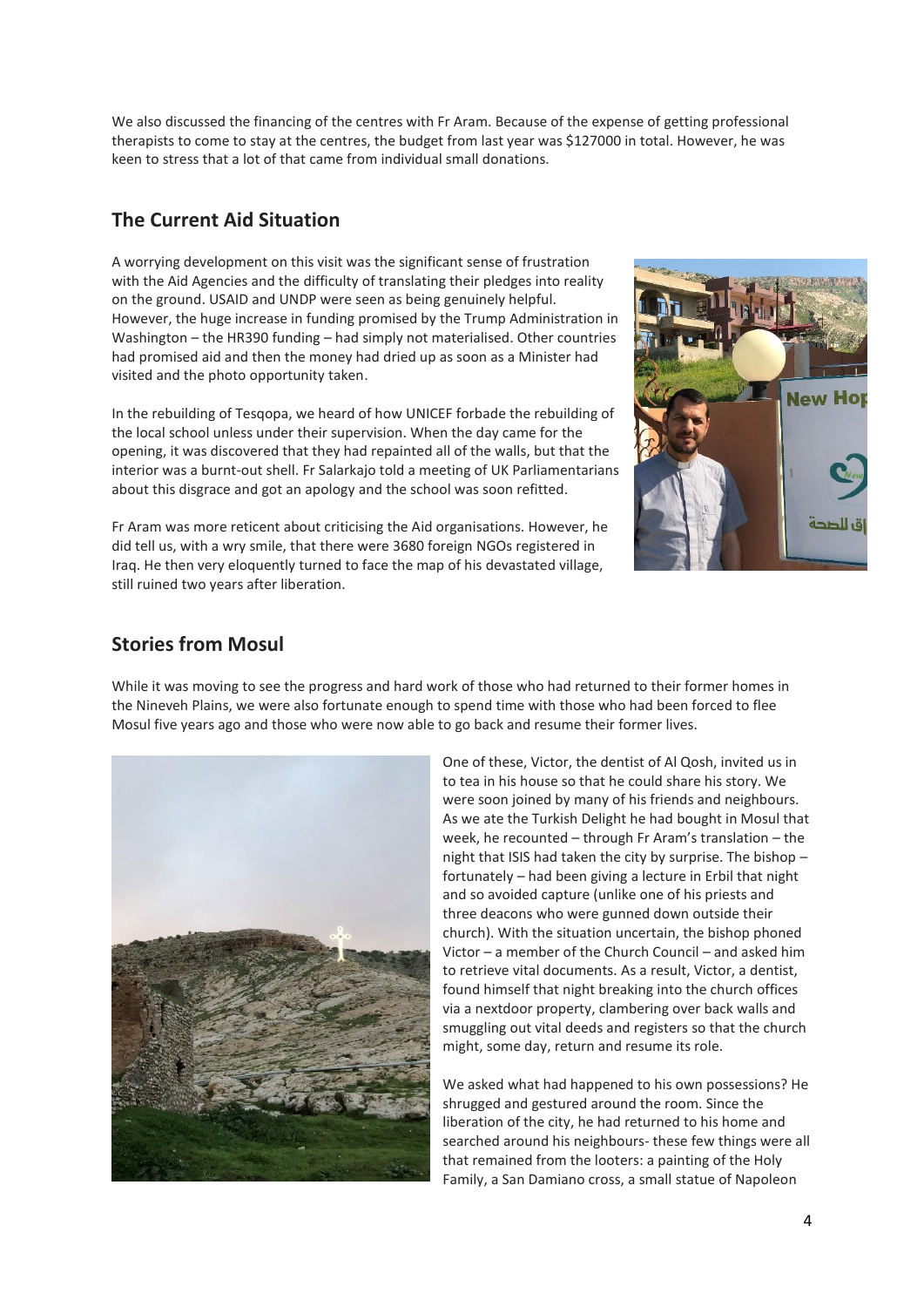We also discussed the financing of the centres with Fr Aram. Because of the expense of getting professional therapists to come to stay at the centres, the budget from last year was $127000 in total. However, he was keen to stress that a lot of that came from individual small donations.

## The Current Aid Situation

A worrying development on this visit was the significant sense of frustration with the Aid Agencies and the difficulty of translating their pledges into reality on the ground. USAID and UNDP were seen as being genuinely helpful. However, the huge increase in funding promised by the Trump Administration in Washington – the HR390 funding – had simply not materialised. Other countries had promised aid and then the money had dried up as soon as a Minister had visited and the photo opportunity taken.

In the rebuilding of Tesqopa, we heard of how UNICEF forbade the rebuilding of the local school unless under their supervision. When the day came for the opening, it was discovered that they had repainted all of the walls, but that the interior was a burnt-out shell. Fr Salarkajo told a meeting of UK Parliamentarians about this disgrace and got an apology and the school was soon refitted.

Fr Aram was more reticent about criticising the Aid organisations. However, he did tell us, with a wry smile, that there were 3680 foreign NGOs registered in Iraq. He then very eloquently turned to face the map of his devastated village, still ruined two years after liberation.

## Stories from Mosul

While it was moving to see the progress and hard work of those who had returned to their former homes in the Nineveh Plains, we were also fortunate enough to spend time with those who had been forced to flee Mosul five years ago and those who were now able to go back and resume their former lives.

One of these, Victor, the dentist of Al Qosh, invited us in to tea in his house so that he could share his story. We were soon joined by many of his friends and neighbours. As we ate the Turkish Delight he had bought in Mosul that week, he recounted – through Fr Aram's translation – the night that ISIS had taken the city by surprise. The bishop – fortunately – had been giving a lecture in Erbil that night and so avoided capture (unlike one of his priests and three deacons who were gunned down outside their church). With the situation uncertain, the bishop phoned Victor – a member of the Church Council – and asked him to retrieve vital documents. As a result, Victor, a dentist, found himself that night breaking into the church offices via a nextdoor property, clambering over back walls and smuggling out vital deeds and registers so that the church might, some day, return and resume its role.

We asked what had happened to his own possessions? He shrugged and gestured around the room. Since the liberation of the city, he had returned to his home and searched around his neighbours- these few things were all that remained from the looters: a painting of the Holy Family, a San Damiano cross, a small statue of Napoleon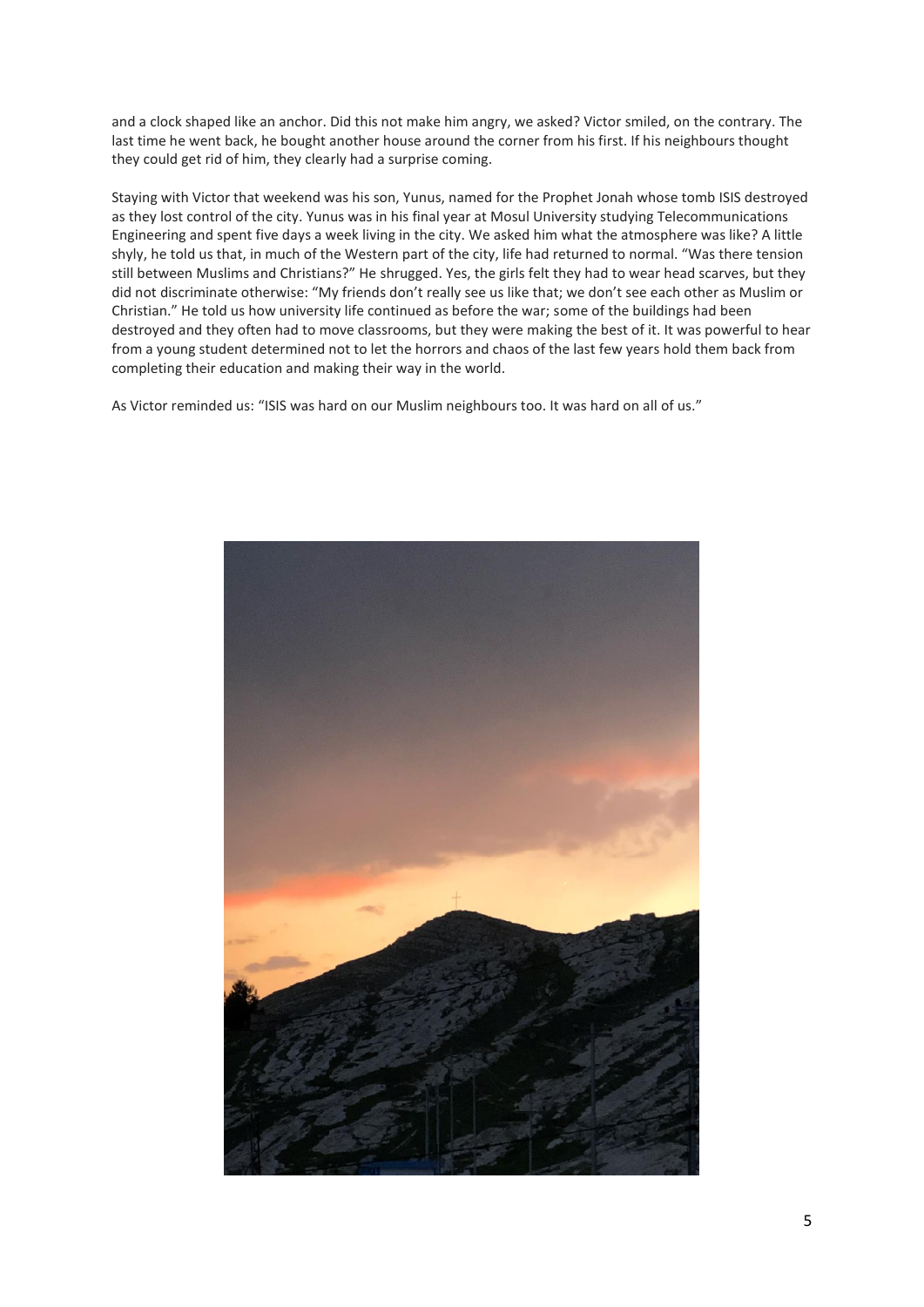and a clock shaped like an anchor. Did this not make him angry, we asked? Victor smiled, on the contrary. The last time he went back, he bought another house around the corner from his first. If his neighbours thought they could get rid of him, they clearly had a surprise coming.

Staying with Victor that weekend was his son, Yunus, named for the Prophet Jonah whose tomb ISIS destroyed as they lost control of the city. Yunus was in his final year at Mosul University studying Telecommunications Engineering and spent five days a week living in the city. We asked him what the atmosphere was like? A little shyly, he told us that, in much of the Western part of the city, life had returned to normal. "Was there tension still between Muslims and Christians?" He shrugged. Yes, the girls felt they had to wear head scarves, but they did not discriminate otherwise: "My friends don't really see us like that; we don't see each other as Muslim or Christian." He told us how university life continued as before the war; some of the buildings had been destroyed and they often had to move classrooms, but they were making the best of it. It was powerful to hear from a young student determined not to let the horrors and chaos of the last few years hold them back from completing their education and making their way in the world.

As Victor reminded us: "ISIS was hard on our Muslim neighbours too. It was hard on all of us."